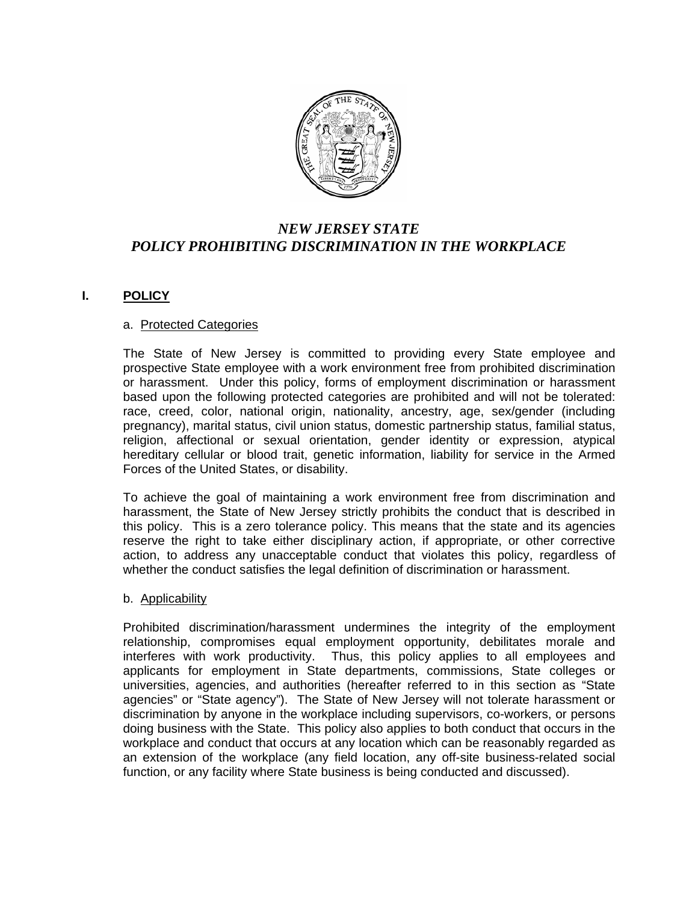# *NEW JERSEY STATE POLICY PROHIBITING DISCRIMINATION IN THE WORKPLACE*

## I. POLICY

### a. Protected Categories

The State of New Jersey is committed to providing every State employee and prospective State employee with a work environment free from prohibited discrimination or harassment. Under this policy, forms of employment discrimination or harassment based upon the following protected categories are prohibited and will not be tolerated: race, creed, color, national origin, nationality, ancestry, age, sex/gender (including pregnancy), marital status, civil union status, domestic partnership status, familial status, religion, affectional or sexual orientation, gender identity or expression, atypical hereditary cellular or blood trait, genetic information, liability for service in the Armed Forces of the United States, or disability.

To achieve the goal of maintaining a work environment free from discrimination and harassment, the State of New Jersey strictly prohibits the conduct that is described in this policy. This is a zero tolerance policy. This means that the state and its agencies reserve the right to take either disciplinary action, if appropriate, or other corrective action, to address any unacceptable conduct that violates this policy, regardless of whether the conduct satisfies the legal definition of discrimination or harassment.

### b. Applicability

Prohibited discrimination/harassment undermines the integrity of the employment relationship, compromises equal employment opportunity, debilitates morale and interferes with work productivity. Thus, this policy applies to all employees and applicants for employment in State departments, commissions, State colleges or universities, agencies, and authorities (hereafter referred to in this section as "State agencies" or "State agency"). The State of New Jersey will not tolerate harassment or discrimination by anyone in the workplace including supervisors, co-workers, or persons doing business with the State. This policy also applies to both conduct that occurs in the workplace and conduct that occurs at any location which can be reasonably regarded as an extension of the workplace (any field location, any off-site business-related social function, or any facility where State business is being conducted and discussed).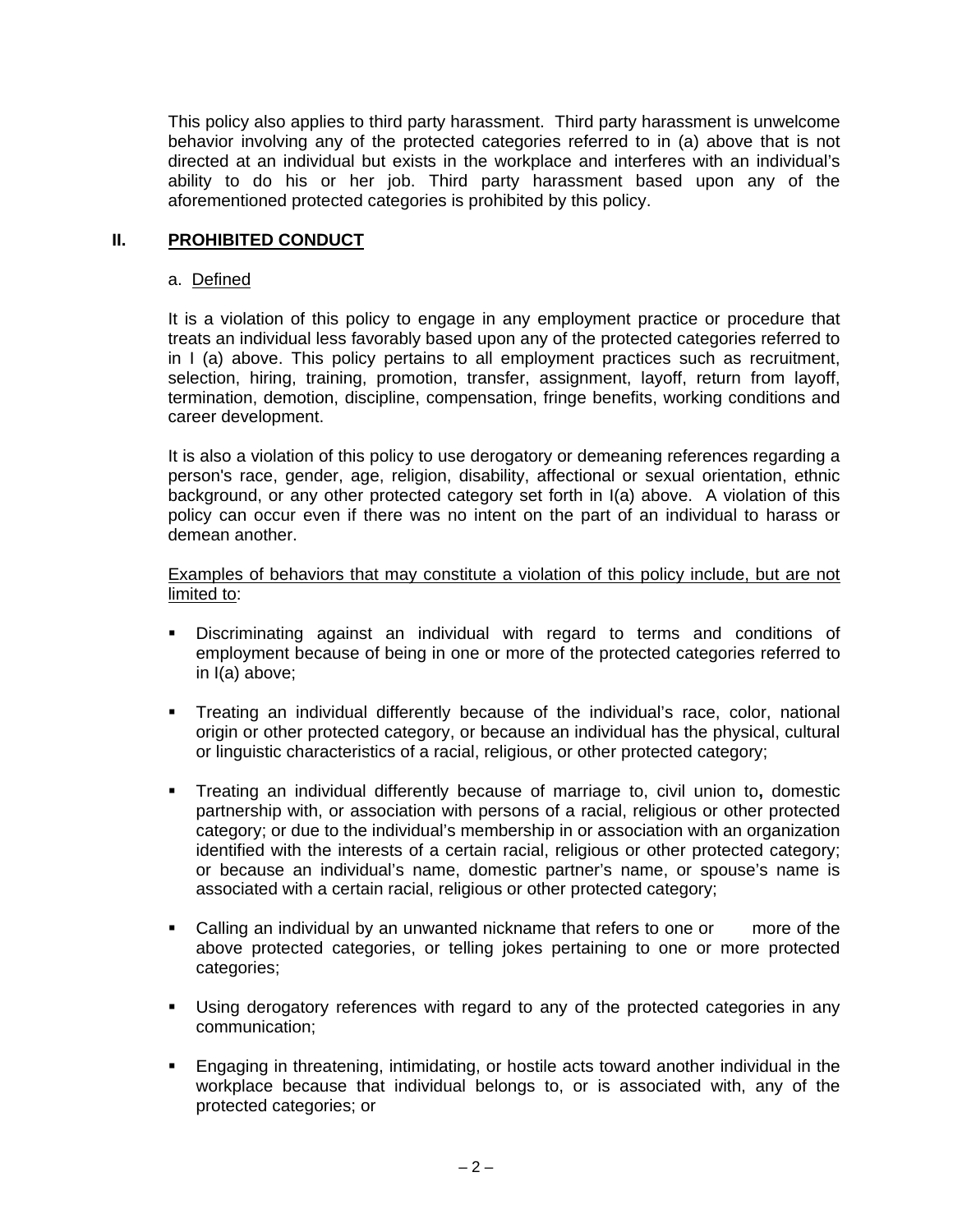This policy also applies to third party harassment. Third party harassment is unwelcome behavior involving any of the protected categories referred to in (a) above that is not directed at an individual but exists in the workplace and interferes with an individual's ability to do his or her job. Third party harassment based upon any of the aforementioned protected categories is prohibited by this policy.

## II. PROHIBITED CONDUCT

### a. Defined

It is a violation of this policy to engage in any employment practice or procedure that treats an individual less favorably based upon any of the protected categories referred to in I (a) above. This policy pertains to all employment practices such as recruitment, selection, hiring, training, promotion, transfer, assignment, layoff, return from layoff, termination, demotion, discipline, compensation, fringe benefits, working conditions and career development.

It is also a violation of this policy to use derogatory or demeaning references regarding a person's race, gender, age, religion, disability, affectional or sexual orientation, ethnic background, or any other protected category set forth in I(a) above. A violation of this policy can occur even if there was no intent on the part of an individual to harass or demean another.

Examples of behaviors that may constitute a violation of this policy include, but are not limited to:

- Discriminating against an individual with regard to terms and conditions of employment because of being in one or more of the protected categories referred to in I(a) above;
- Treating an individual differently because of the individual's race, color, national origin or other protected category, or because an individual has the physical, cultural or linguistic characteristics of a racial, religious, or other protected category;
- Treating an individual differently because of marriage to, civil union to**,** domestic partnership with, or association with persons of a racial, religious or other protected category; or due to the individual's membership in or association with an organization identified with the interests of a certain racial, religious or other protected category; or because an individual's name, domestic partner's name, or spouse's name is associated with a certain racial, religious or other protected category;
- Calling an individual by an unwanted nickname that refers to one or more of the above protected categories, or telling jokes pertaining to one or more protected categories;
- Using derogatory references with regard to any of the protected categories in any communication;
- Engaging in threatening, intimidating, or hostile acts toward another individual in the workplace because that individual belongs to, or is associated with, any of the protected categories; or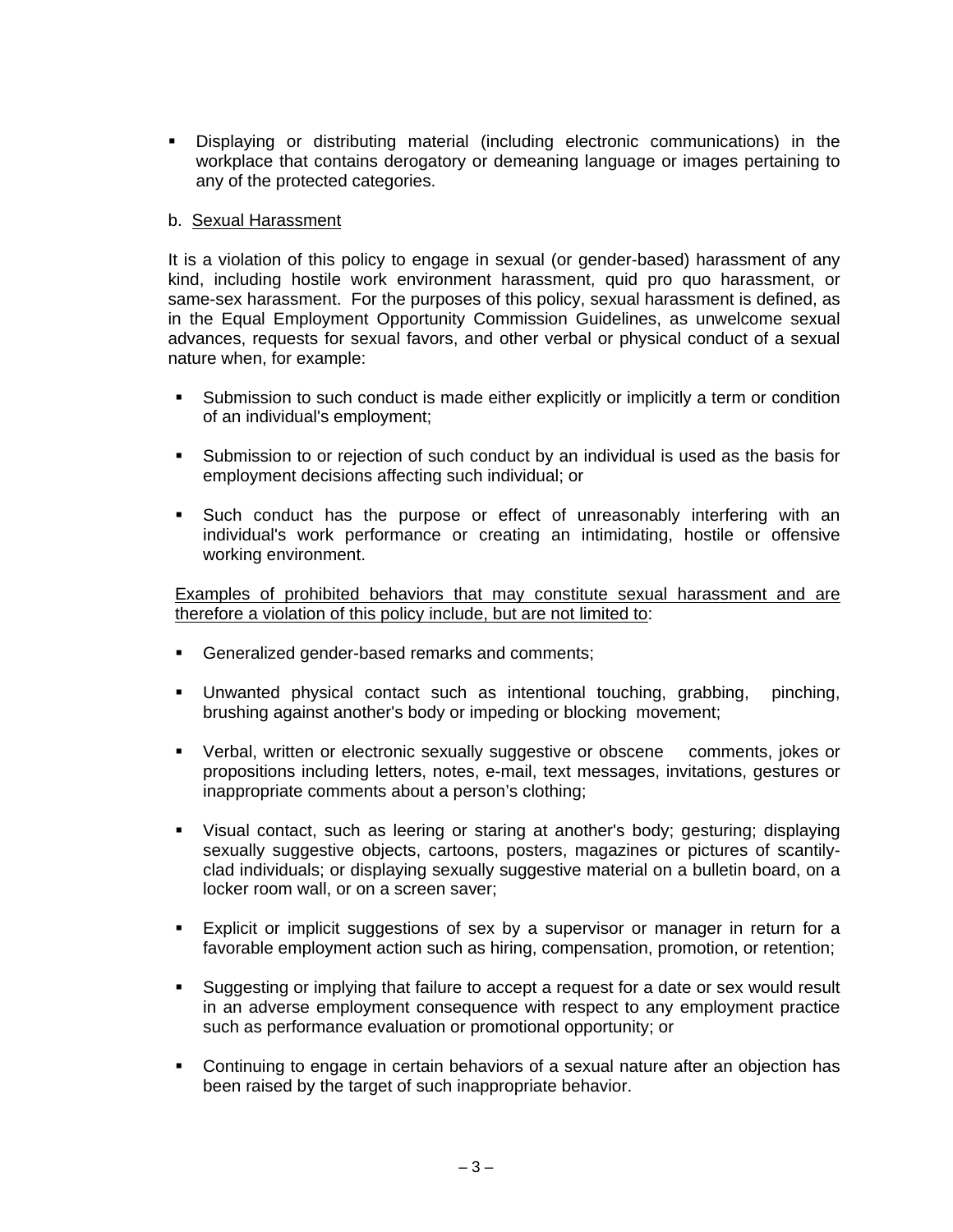- Displaying or distributing material (including electronic communications) in the workplace that contains derogatory or demeaning language or images pertaining to any of the protected categories.

b. Sexual Harassment

It is a violation of this policy to engage in sexual (or gender-based) harassment of any kind, including hostile work environment harassment, quid pro quo harassment, or same-sex harassment. For the purposes of this policy, sexual harassment is defined, as in the Equal Employment Opportunity Commission Guidelines, as unwelcome sexual advances, requests for sexual favors, and other verbal or physical conduct of a sexual nature when, for example:

- Submission to such conduct is made either explicitly or implicitly a term or condition of an individual's employment;
- Submission to or rejection of such conduct by an individual is used as the basis for employment decisions affecting such individual; or
- Such conduct has the purpose or effect of unreasonably interfering with an individual's work performance or creating an intimidating, hostile or offensive working environment.

Examples of prohibited behaviors that may constitute sexual harassment and are therefore a violation of this policy include, but are not limited to:

- Generalized gender-based remarks and comments;
- Unwanted physical contact such as intentional touching, grabbing, pinching, brushing against another's body or impeding or blocking movement;
- Verbal, written or electronic sexually suggestive or obscene comments, jokes or propositions including letters, notes, e-mail, text messages, invitations, gestures or inappropriate comments about a person's clothing;
- Visual contact, such as leering or staring at another's body; gesturing; displaying sexually suggestive objects, cartoons, posters, magazines or pictures of scantily-clad individuals; or displaying sexually suggestive material on a bulletin board, on a locker room wall, or on a screen saver;
- Explicit or implicit suggestions of sex by a supervisor or manager in return for a favorable employment action such as hiring, compensation, promotion, or retention;
- Suggesting or implying that failure to accept a request for a date or sex would result in an adverse employment consequence with respect to any employment practice such as performance evaluation or promotional opportunity; or
- Continuing to engage in certain behaviors of a sexual nature after an objection has been raised by the target of such inappropriate behavior.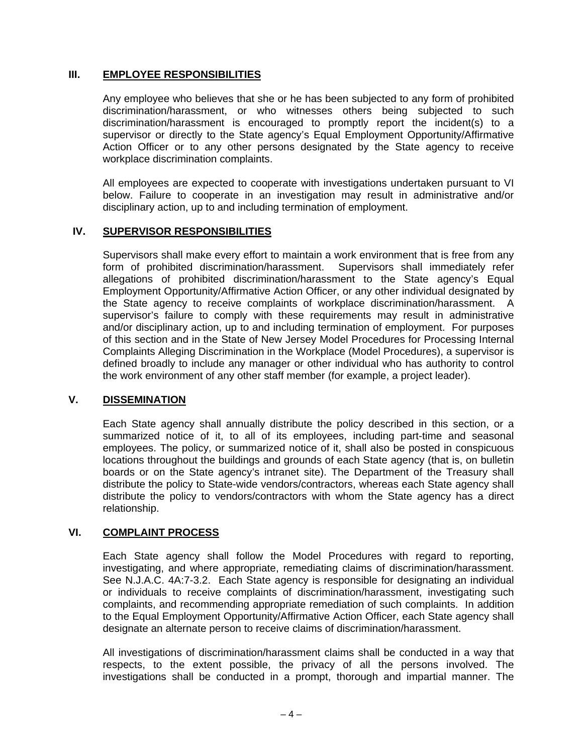## III. EMPLOYEE RESPONSIBILITIES

Any employee who believes that she or he has been subjected to any form of prohibited discrimination/harassment, or who witnesses others being subjected to such discrimination/harassment is encouraged to promptly report the incident(s) to a supervisor or directly to the State agency's Equal Employment Opportunity/Affirmative Action Officer or to any other persons designated by the State agency to receive workplace discrimination complaints.

All employees are expected to cooperate with investigations undertaken pursuant to VI below. Failure to cooperate in an investigation may result in administrative and/or disciplinary action, up to and including termination of employment.

## IV. SUPERVISOR RESPONSIBILITIES

Supervisors shall make every effort to maintain a work environment that is free from any form of prohibited discrimination/harassment. Supervisors shall immediately refer allegations of prohibited discrimination/harassment to the State agency's Equal Employment Opportunity/Affirmative Action Officer, or any other individual designated by the State agency to receive complaints of workplace discrimination/harassment. A supervisor's failure to comply with these requirements may result in administrative and/or disciplinary action, up to and including termination of employment. For purposes of this section and in the State of New Jersey Model Procedures for Processing Internal Complaints Alleging Discrimination in the Workplace (Model Procedures), a supervisor is defined broadly to include any manager or other individual who has authority to control the work environment of any other staff member (for example, a project leader).

## V. DISSEMINATION

Each State agency shall annually distribute the policy described in this section, or a summarized notice of it, to all of its employees, including part-time and seasonal employees. The policy, or summarized notice of it, shall also be posted in conspicuous locations throughout the buildings and grounds of each State agency (that is, on bulletin boards or on the State agency's intranet site). The Department of the Treasury shall distribute the policy to State-wide vendors/contractors, whereas each State agency shall distribute the policy to vendors/contractors with whom the State agency has a direct relationship.

## VI. COMPLAINT PROCESS

Each State agency shall follow the Model Procedures with regard to reporting, investigating, and where appropriate, remediating claims of discrimination/harassment. See N.J.A.C. 4A:7-3.2. Each State agency is responsible for designating an individual or individuals to receive complaints of discrimination/harassment, investigating such complaints, and recommending appropriate remediation of such complaints. In addition to the Equal Employment Opportunity/Affirmative Action Officer, each State agency shall designate an alternate person to receive claims of discrimination/harassment.

All investigations of discrimination/harassment claims shall be conducted in a way that respects, to the extent possible, the privacy of all the persons involved. The investigations shall be conducted in a prompt, thorough and impartial manner. The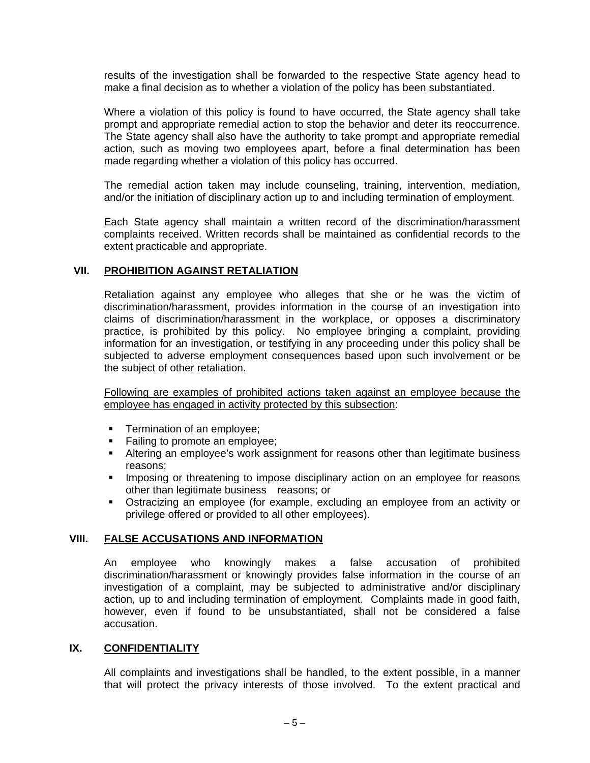results of the investigation shall be forwarded to the respective State agency head to make a final decision as to whether a violation of the policy has been substantiated.

Where a violation of this policy is found to have occurred, the State agency shall take prompt and appropriate remedial action to stop the behavior and deter its reoccurrence. The State agency shall also have the authority to take prompt and appropriate remedial action, such as moving two employees apart, before a final determination has been made regarding whether a violation of this policy has occurred.

The remedial action taken may include counseling, training, intervention, mediation, and/or the initiation of disciplinary action up to and including termination of employment.

Each State agency shall maintain a written record of the discrimination/harassment complaints received. Written records shall be maintained as confidential records to the extent practicable and appropriate.

## VII. PROHIBITION AGAINST RETALIATION

Retaliation against any employee who alleges that she or he was the victim of discrimination/harassment, provides information in the course of an investigation into claims of discrimination/harassment in the workplace, or opposes a discriminatory practice, is prohibited by this policy. No employee bringing a complaint, providing information for an investigation, or testifying in any proceeding under this policy shall be subjected to adverse employment consequences based upon such involvement or be the subject of other retaliation.

Following are examples of prohibited actions taken against an employee because the employee has engaged in activity protected by this subsection:

- Termination of an employee;
- Failing to promote an employee;
- Altering an employee's work assignment for reasons other than legitimate business reasons;
- Imposing or threatening to impose disciplinary action on an employee for reasons other than legitimate business reasons; or
- Ostracizing an employee (for example, excluding an employee from an activity or privilege offered or provided to all other employees).

## VIII. FALSE ACCUSATIONS AND INFORMATION

An employee who knowingly makes a false accusation of prohibited discrimination/harassment or knowingly provides false information in the course of an investigation of a complaint, may be subjected to administrative and/or disciplinary action, up to and including termination of employment. Complaints made in good faith, however, even if found to be unsubstantiated, shall not be considered a false accusation.

## IX. CONFIDENTIALITY

All complaints and investigations shall be handled, to the extent possible, in a manner that will protect the privacy interests of those involved. To the extent practical and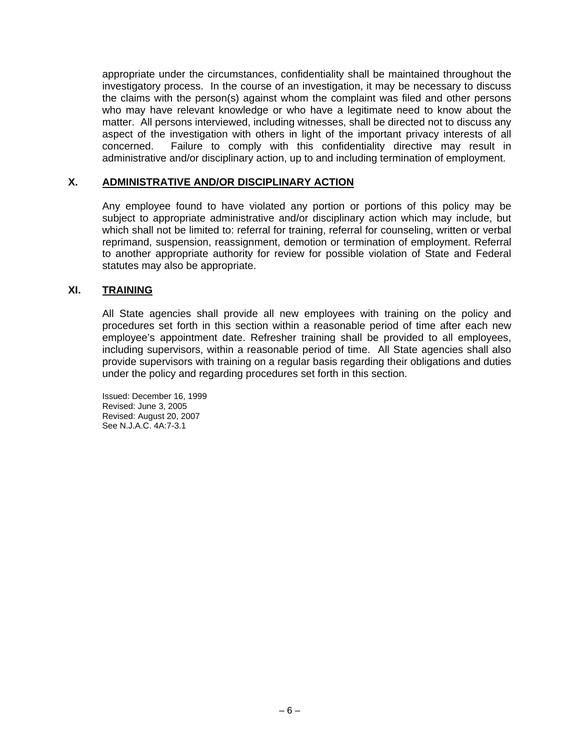appropriate under the circumstances, confidentiality shall be maintained throughout the investigatory process. In the course of an investigation, it may be necessary to discuss the claims with the person(s) against whom the complaint was filed and other persons who may have relevant knowledge or who have a legitimate need to know about the matter. All persons interviewed, including witnesses, shall be directed not to discuss any aspect of the investigation with others in light of the important privacy interests of all concerned. Failure to comply with this confidentiality directive may result in administrative and/or disciplinary action, up to and including termination of employment.

## X. ADMINISTRATIVE AND/OR DISCIPLINARY ACTION

Any employee found to have violated any portion or portions of this policy may be subject to appropriate administrative and/or disciplinary action which may include, but which shall not be limited to: referral for training, referral for counseling, written or verbal reprimand, suspension, reassignment, demotion or termination of employment. Referral to another appropriate authority for review for possible violation of State and Federal statutes may also be appropriate.

## XI. TRAINING

All State agencies shall provide all new employees with training on the policy and procedures set forth in this section within a reasonable period of time after each new employee's appointment date. Refresher training shall be provided to all employees, including supervisors, within a reasonable period of time. All State agencies shall also provide supervisors with training on a regular basis regarding their obligations and duties under the policy and regarding procedures set forth in this section.

Issued: December 16, 1999
Revised: June 3, 2005
Revised: August 20, 2007
See N.J.A.C. 4A:7-3.1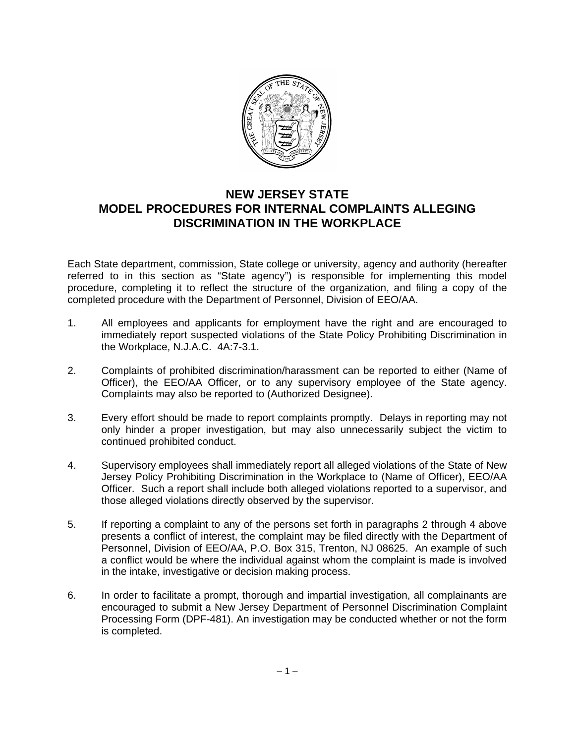# NEW JERSEY STATE MODEL PROCEDURES FOR INTERNAL COMPLAINTS ALLEGING DISCRIMINATION IN THE WORKPLACE

Each State department, commission, State college or university, agency and authority (hereafter referred to in this section as "State agency") is responsible for implementing this model procedure, completing it to reflect the structure of the organization, and filing a copy of the completed procedure with the Department of Personnel, Division of EEO/AA.

1. All employees and applicants for employment have the right and are encouraged to immediately report suspected violations of the State Policy Prohibiting Discrimination in the Workplace, N.J.A.C. 4A:7-3.1.

2. Complaints of prohibited discrimination/harassment can be reported to either (Name of Officer), the EEO/AA Officer, or to any supervisory employee of the State agency. Complaints may also be reported to (Authorized Designee).

3. Every effort should be made to report complaints promptly. Delays in reporting may not only hinder a proper investigation, but may also unnecessarily subject the victim to continued prohibited conduct.

4. Supervisory employees shall immediately report all alleged violations of the State of New Jersey Policy Prohibiting Discrimination in the Workplace to (Name of Officer), EEO/AA Officer. Such a report shall include both alleged violations reported to a supervisor, and those alleged violations directly observed by the supervisor.

5. If reporting a complaint to any of the persons set forth in paragraphs 2 through 4 above presents a conflict of interest, the complaint may be filed directly with the Department of Personnel, Division of EEO/AA, P.O. Box 315, Trenton, NJ 08625. An example of such a conflict would be where the individual against whom the complaint is made is involved in the intake, investigative or decision making process.

6. In order to facilitate a prompt, thorough and impartial investigation, all complainants are encouraged to submit a New Jersey Department of Personnel Discrimination Complaint Processing Form (DPF-481). An investigation may be conducted whether or not the form is completed.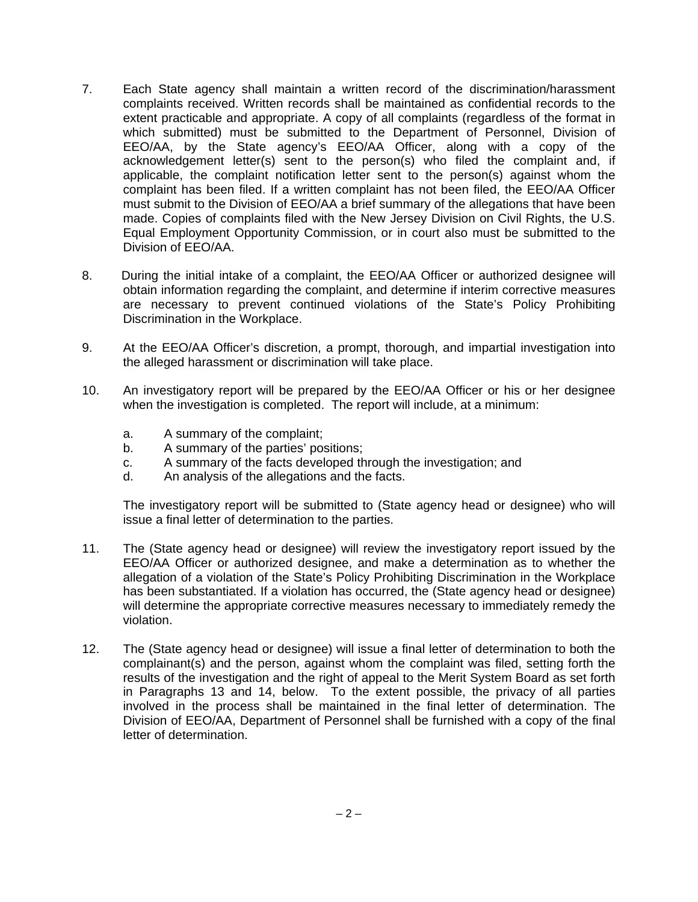7. Each State agency shall maintain a written record of the discrimination/harassment complaints received. Written records shall be maintained as confidential records to the extent practicable and appropriate. A copy of all complaints (regardless of the format in which submitted) must be submitted to the Department of Personnel, Division of EEO/AA, by the State agency's EEO/AA Officer, along with a copy of the acknowledgement letter(s) sent to the person(s) who filed the complaint and, if applicable, the complaint notification letter sent to the person(s) against whom the complaint has been filed. If a written complaint has not been filed, the EEO/AA Officer must submit to the Division of EEO/AA a brief summary of the allegations that have been made. Copies of complaints filed with the New Jersey Division on Civil Rights, the U.S. Equal Employment Opportunity Commission, or in court also must be submitted to the Division of EEO/AA.

8. During the initial intake of a complaint, the EEO/AA Officer or authorized designee will obtain information regarding the complaint, and determine if interim corrective measures are necessary to prevent continued violations of the State's Policy Prohibiting Discrimination in the Workplace.

9. At the EEO/AA Officer's discretion, a prompt, thorough, and impartial investigation into the alleged harassment or discrimination will take place.

10. An investigatory report will be prepared by the EEO/AA Officer or his or her designee when the investigation is completed. The report will include, at a minimum:

    a. A summary of the complaint;
    b. A summary of the parties' positions;
    c. A summary of the facts developed through the investigation; and
    d. An analysis of the allegations and the facts.

    The investigatory report will be submitted to (State agency head or designee) who will issue a final letter of determination to the parties.

11. The (State agency head or designee) will review the investigatory report issued by the EEO/AA Officer or authorized designee, and make a determination as to whether the allegation of a violation of the State's Policy Prohibiting Discrimination in the Workplace has been substantiated. If a violation has occurred, the (State agency head or designee) will determine the appropriate corrective measures necessary to immediately remedy the violation.

12. The (State agency head or designee) will issue a final letter of determination to both the complainant(s) and the person, against whom the complaint was filed, setting forth the results of the investigation and the right of appeal to the Merit System Board as set forth in Paragraphs 13 and 14, below. To the extent possible, the privacy of all parties involved in the process shall be maintained in the final letter of determination. The Division of EEO/AA, Department of Personnel shall be furnished with a copy of the final letter of determination.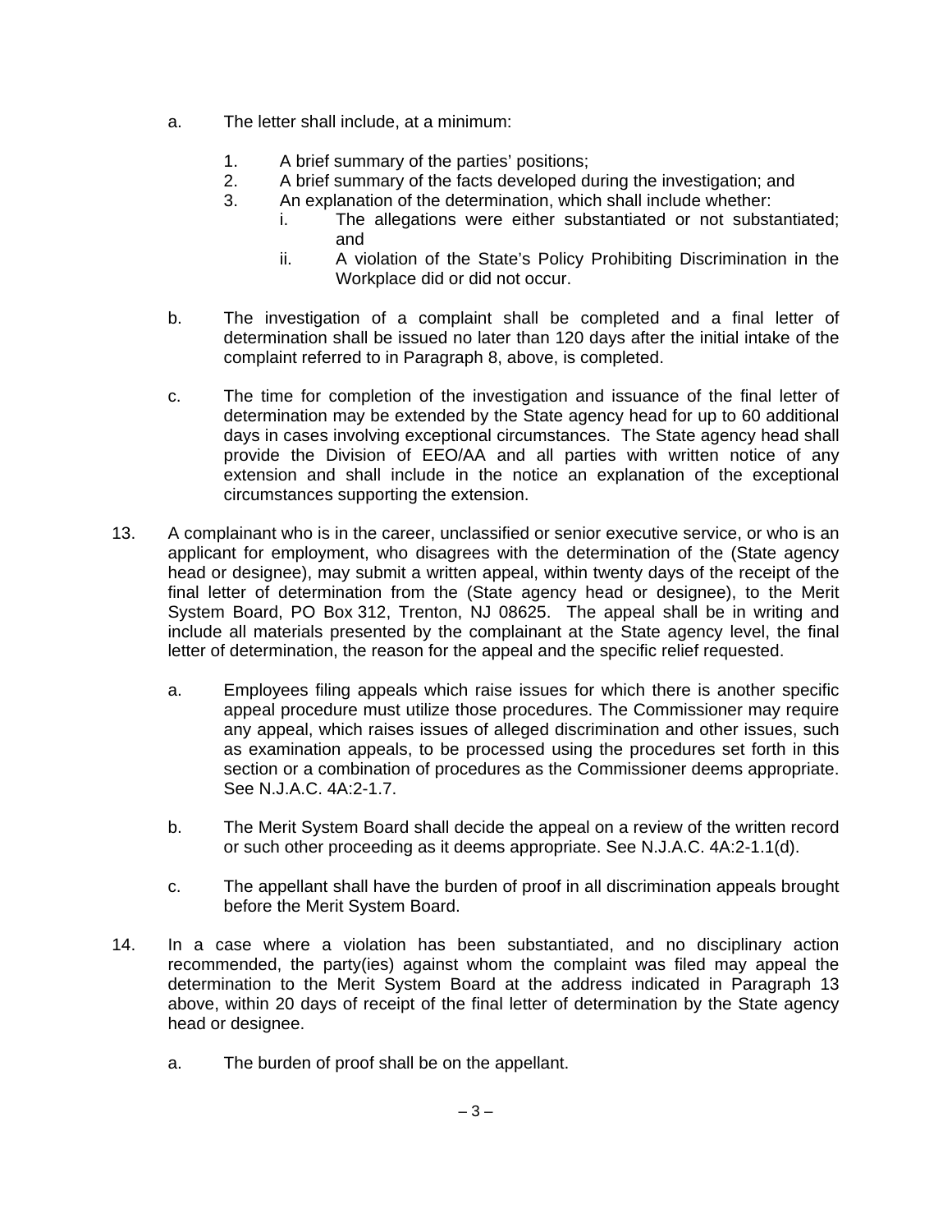a. The letter shall include, at a minimum:

    1. A brief summary of the parties' positions;
    2. A brief summary of the facts developed during the investigation; and
    3. An explanation of the determination, which shall include whether:
        i. The allegations were either substantiated or not substantiated; and
        ii. A violation of the State's Policy Prohibiting Discrimination in the Workplace did or did not occur.

b. The investigation of a complaint shall be completed and a final letter of determination shall be issued no later than 120 days after the initial intake of the complaint referred to in Paragraph 8, above, is completed.

c. The time for completion of the investigation and issuance of the final letter of determination may be extended by the State agency head for up to 60 additional days in cases involving exceptional circumstances. The State agency head shall provide the Division of EEO/AA and all parties with written notice of any extension and shall include in the notice an explanation of the exceptional circumstances supporting the extension.

13. A complainant who is in the career, unclassified or senior executive service, or who is an applicant for employment, who disagrees with the determination of the (State agency head or designee), may submit a written appeal, within twenty days of the receipt of the final letter of determination from the (State agency head or designee), to the Merit System Board, PO Box 312, Trenton, NJ 08625. The appeal shall be in writing and include all materials presented by the complainant at the State agency level, the final letter of determination, the reason for the appeal and the specific relief requested.

    a. Employees filing appeals which raise issues for which there is another specific appeal procedure must utilize those procedures. The Commissioner may require any appeal, which raises issues of alleged discrimination and other issues, such as examination appeals, to be processed using the procedures set forth in this section or a combination of procedures as the Commissioner deems appropriate. See N.J.A.C. 4A:2-1.7.

    b. The Merit System Board shall decide the appeal on a review of the written record or such other proceeding as it deems appropriate. See N.J.A.C. 4A:2-1.1(d).

    c. The appellant shall have the burden of proof in all discrimination appeals brought before the Merit System Board.

14. In a case where a violation has been substantiated, and no disciplinary action recommended, the party(ies) against whom the complaint was filed may appeal the determination to the Merit System Board at the address indicated in Paragraph 13 above, within 20 days of receipt of the final letter of determination by the State agency head or designee.

    a. The burden of proof shall be on the appellant.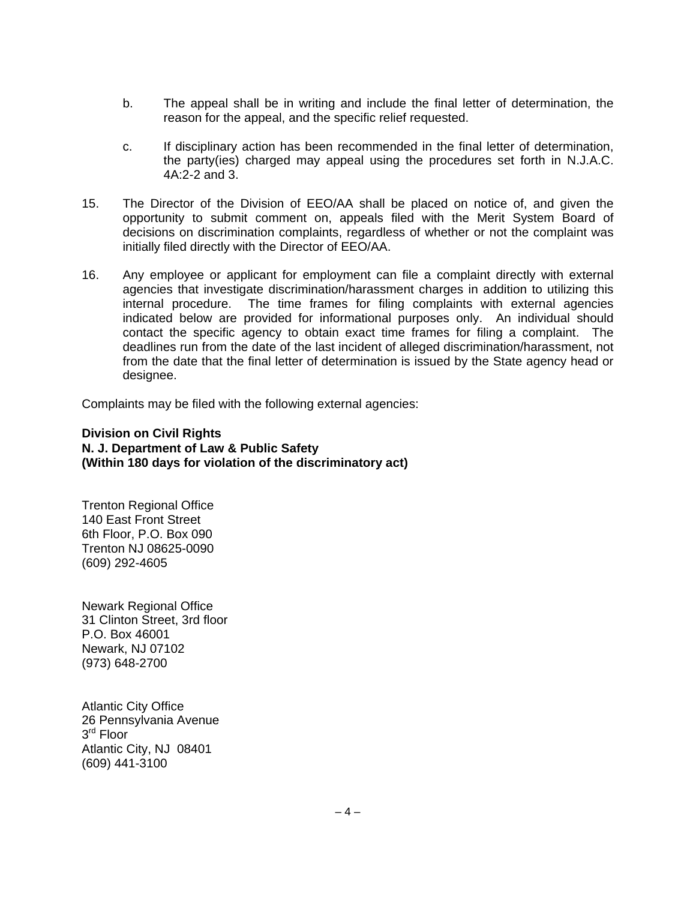b. The appeal shall be in writing and include the final letter of determination, the reason for the appeal, and the specific relief requested.

c. If disciplinary action has been recommended in the final letter of determination, the party(ies) charged may appeal using the procedures set forth in N.J.A.C. 4A:2-2 and 3.

15. The Director of the Division of EEO/AA shall be placed on notice of, and given the opportunity to submit comment on, appeals filed with the Merit System Board of decisions on discrimination complaints, regardless of whether or not the complaint was initially filed directly with the Director of EEO/AA.

16. Any employee or applicant for employment can file a complaint directly with external agencies that investigate discrimination/harassment charges in addition to utilizing this internal procedure. The time frames for filing complaints with external agencies indicated below are provided for informational purposes only. An individual should contact the specific agency to obtain exact time frames for filing a complaint. The deadlines run from the date of the last incident of alleged discrimination/harassment, not from the date that the final letter of determination is issued by the State agency head or designee.

Complaints may be filed with the following external agencies:

**Division on Civil Rights**
**N. J. Department of Law & Public Safety**
**(Within 180 days for violation of the discriminatory act)**

Trenton Regional Office
140 East Front Street
6th Floor, P.O. Box 090
Trenton NJ 08625-0090
(609) 292-4605

Newark Regional Office
31 Clinton Street, 3rd floor
P.O. Box 46001
Newark, NJ 07102
(973) 648-2700

Atlantic City Office
26 Pennsylvania Avenue
3rd Floor
Atlantic City, NJ 08401
(609) 441-3100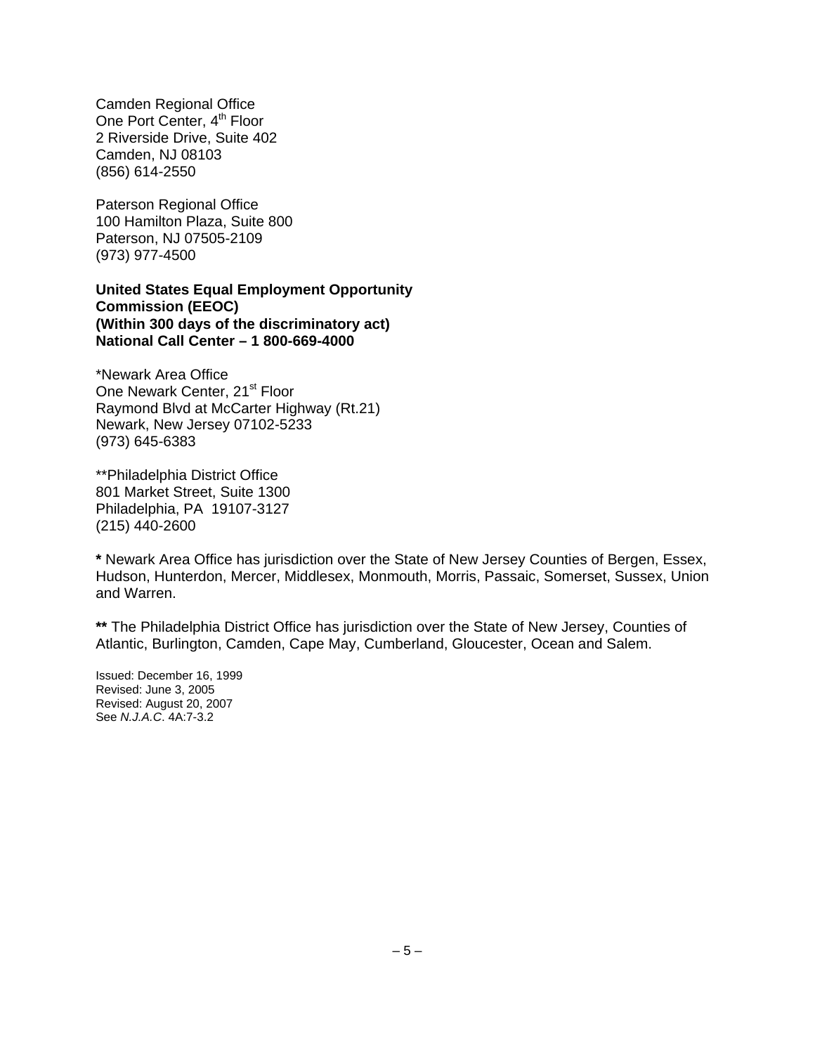Camden Regional Office
One Port Center, 4th Floor
2 Riverside Drive, Suite 402
Camden, NJ 08103
(856) 614-2550

Paterson Regional Office
100 Hamilton Plaza, Suite 800
Paterson, NJ 07505-2109
(973) 977-4500

**United States Equal Employment Opportunity Commission (EEOC)**
**(Within 300 days of the discriminatory act)**
**National Call Center – 1 800-669-4000**

*Newark Area Office
One Newark Center, 21st Floor
Raymond Blvd at McCarter Highway (Rt.21)
Newark, New Jersey 07102-5233
(973) 645-6383

**Philadelphia District Office
801 Market Street, Suite 1300
Philadelphia, PA 19107-3127
(215) 440-2600

**\*** Newark Area Office has jurisdiction over the State of New Jersey Counties of Bergen, Essex, Hudson, Hunterdon, Mercer, Middlesex, Monmouth, Morris, Passaic, Somerset, Sussex, Union and Warren.

**\*\*** The Philadelphia District Office has jurisdiction over the State of New Jersey, Counties of Atlantic, Burlington, Camden, Cape May, Cumberland, Gloucester, Ocean and Salem.

Issued: December 16, 1999
Revised: June 3, 2005
Revised: August 20, 2007
See *N.J.A.C.* 4A:7-3.2